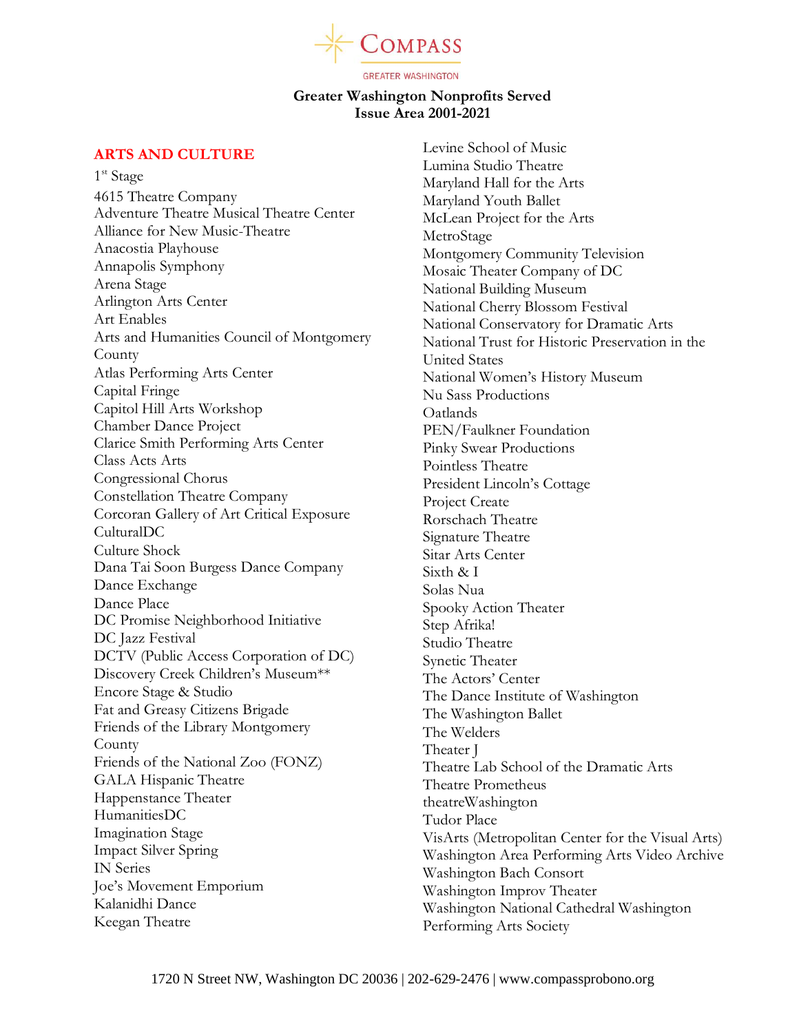# Compass

GREATER WASHINGTON

**Greater Washington Nonprofits Served**
**Issue Area 2001-2021**

## ARTS AND CULTURE

1st Stage
4615 Theatre Company
Adventure Theatre Musical Theatre Center
Alliance for New Music-Theatre
Anacostia Playhouse
Annapolis Symphony
Arena Stage
Arlington Arts Center
Art Enables
Arts and Humanities Council of Montgomery County
Atlas Performing Arts Center
Capital Fringe
Capitol Hill Arts Workshop
Chamber Dance Project
Clarice Smith Performing Arts Center
Class Acts Arts
Congressional Chorus
Constellation Theatre Company
Corcoran Gallery of Art Critical Exposure
CulturalDC
Culture Shock
Dana Tai Soon Burgess Dance Company
Dance Exchange
Dance Place
DC Promise Neighborhood Initiative
DC Jazz Festival
DCTV (Public Access Corporation of DC)
Discovery Creek Children's Museum**
Encore Stage & Studio
Fat and Greasy Citizens Brigade
Friends of the Library Montgomery County
Friends of the National Zoo (FONZ)
GALA Hispanic Theatre
Happenstance Theater
HumanitiesDC
Imagination Stage
Impact Silver Spring
IN Series
Joe's Movement Emporium
Kalanidhi Dance
Keegan Theatre
Levine School of Music
Lumina Studio Theatre
Maryland Hall for the Arts
Maryland Youth Ballet
McLean Project for the Arts
MetroStage
Montgomery Community Television
Mosaic Theater Company of DC
National Building Museum
National Cherry Blossom Festival
National Conservatory for Dramatic Arts
National Trust for Historic Preservation in the United States
National Women's History Museum
Nu Sass Productions
Oatlands
PEN/Faulkner Foundation
Pinky Swear Productions
Pointless Theatre
President Lincoln's Cottage
Project Create
Rorschach Theatre
Signature Theatre
Sitar Arts Center
Sixth & I
Solas Nua
Spooky Action Theater
Step Afrika!
Studio Theatre
Synetic Theater
The Actors' Center
The Dance Institute of Washington
The Washington Ballet
The Welders
Theater J
Theatre Lab School of the Dramatic Arts
Theatre Prometheus
theatreWashington
Tudor Place
VisArts (Metropolitan Center for the Visual Arts)
Washington Area Performing Arts Video Archive
Washington Bach Consort
Washington Improv Theater
Washington National Cathedral Washington Performing Arts Society

1720 N Street NW, Washington DC 20036 | 202-629-2476 | www.compassprobono.org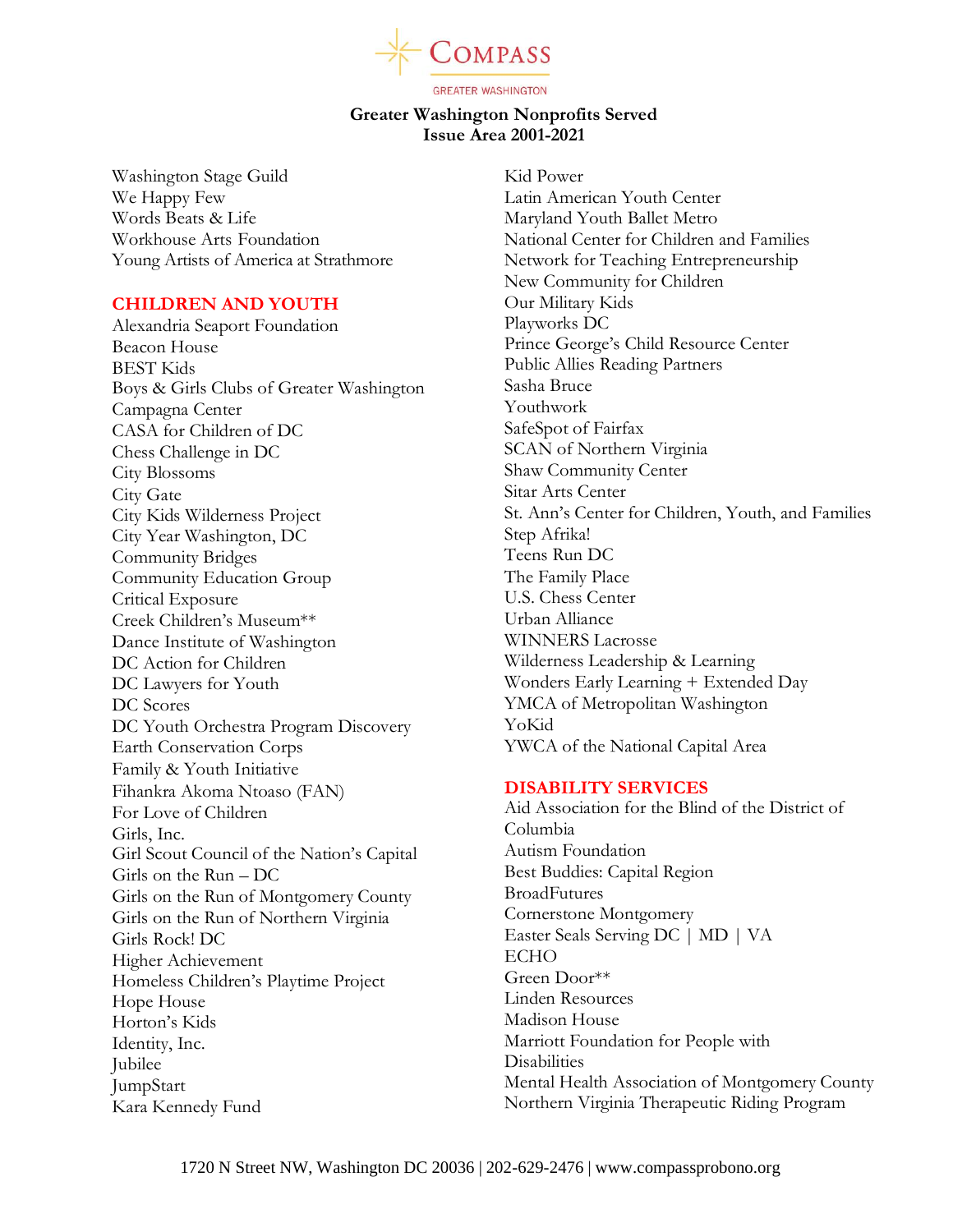# Greater Washington Nonprofits Served
## Issue Area 2001-2021

Washington Stage Guild
We Happy Few
Words Beats & Life
Workhouse Arts Foundation
Young Artists of America at Strathmore

## CHILDREN AND YOUTH

Alexandria Seaport Foundation
Beacon House
BEST Kids
Boys & Girls Clubs of Greater Washington
Campagna Center
CASA for Children of DC
Chess Challenge in DC
City Blossoms
City Gate
City Kids Wilderness Project
City Year Washington, DC
Community Bridges
Community Education Group
Critical Exposure
Creek Children's Museum**
Dance Institute of Washington
DC Action for Children
DC Lawyers for Youth
DC Scores
DC Youth Orchestra Program Discovery
Earth Conservation Corps
Family & Youth Initiative
Fihankra Akoma Ntoaso (FAN)
For Love of Children
Girls, Inc.
Girl Scout Council of the Nation's Capital
Girls on the Run – DC
Girls on the Run of Montgomery County
Girls on the Run of Northern Virginia
Girls Rock! DC
Higher Achievement
Homeless Children's Playtime Project
Hope House
Horton's Kids
Identity, Inc.
Jubilee
JumpStart
Kara Kennedy Fund
Kid Power
Latin American Youth Center
Maryland Youth Ballet Metro
National Center for Children and Families
Network for Teaching Entrepreneurship
New Community for Children
Our Military Kids
Playworks DC
Prince George's Child Resource Center
Public Allies Reading Partners
Sasha Bruce
Youthwork
SafeSpot of Fairfax
SCAN of Northern Virginia
Shaw Community Center
Sitar Arts Center
St. Ann's Center for Children, Youth, and Families
Step Afrika!
Teens Run DC
The Family Place
U.S. Chess Center
Urban Alliance
WINNERS Lacrosse
Wilderness Leadership & Learning
Wonders Early Learning + Extended Day
YMCA of Metropolitan Washington
YoKid
YWCA of the National Capital Area

## DISABILITY SERVICES

Aid Association for the Blind of the District of Columbia
Autism Foundation
Best Buddies: Capital Region
BroadFutures
Cornerstone Montgomery
Easter Seals Serving DC | MD | VA
ECHO
Green Door**
Linden Resources
Madison House
Marriott Foundation for People with Disabilities
Mental Health Association of Montgomery County
Northern Virginia Therapeutic Riding Program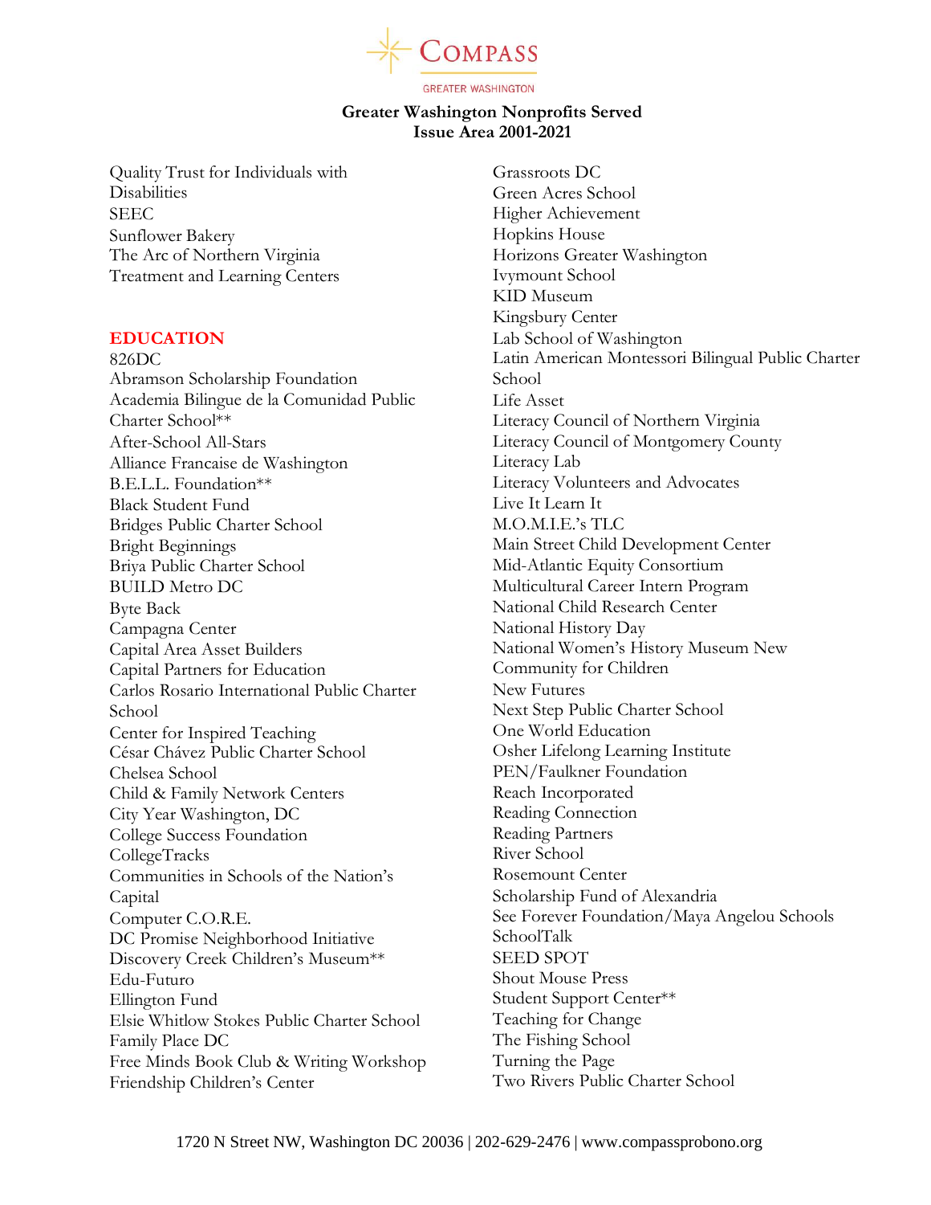# Greater Washington Nonprofits Served
## Issue Area 2001-2021

Quality Trust for Individuals with Disabilities
SEEC
Sunflower Bakery
The Arc of Northern Virginia
Treatment and Learning Centers

## EDUCATION

826DC
Abramson Scholarship Foundation
Academia Bilingue de la Comunidad Public Charter School**
After-School All-Stars
Alliance Francaise de Washington
B.E.L.L. Foundation**
Black Student Fund
Bridges Public Charter School
Bright Beginnings
Briya Public Charter School
BUILD Metro DC
Byte Back
Campagna Center
Capital Area Asset Builders
Capital Partners for Education
Carlos Rosario International Public Charter School
Center for Inspired Teaching
César Chávez Public Charter School
Chelsea School
Child & Family Network Centers
City Year Washington, DC
College Success Foundation
CollegeTracks
Communities in Schools of the Nation's Capital
Computer C.O.R.E.
DC Promise Neighborhood Initiative
Discovery Creek Children's Museum**
Edu-Futuro
Ellington Fund
Elsie Whitlow Stokes Public Charter School
Family Place DC
Free Minds Book Club & Writing Workshop
Friendship Children's Center
Grassroots DC
Green Acres School
Higher Achievement
Hopkins House
Horizons Greater Washington
Ivymount School
KID Museum
Kingsbury Center
Lab School of Washington
Latin American Montessori Bilingual Public Charter School
Life Asset
Literacy Council of Northern Virginia
Literacy Council of Montgomery County
Literacy Lab
Literacy Volunteers and Advocates
Live It Learn It
M.O.M.I.E.'s TLC
Main Street Child Development Center
Mid-Atlantic Equity Consortium
Multicultural Career Intern Program
National Child Research Center
National History Day
National Women's History Museum New Community for Children
New Futures
Next Step Public Charter School
One World Education
Osher Lifelong Learning Institute
PEN/Faulkner Foundation
Reach Incorporated
Reading Connection
Reading Partners
River School
Rosemount Center
Scholarship Fund of Alexandria
See Forever Foundation/Maya Angelou Schools
SchoolTalk
SEED SPOT
Shout Mouse Press
Student Support Center**
Teaching for Change
The Fishing School
Turning the Page
Two Rivers Public Charter School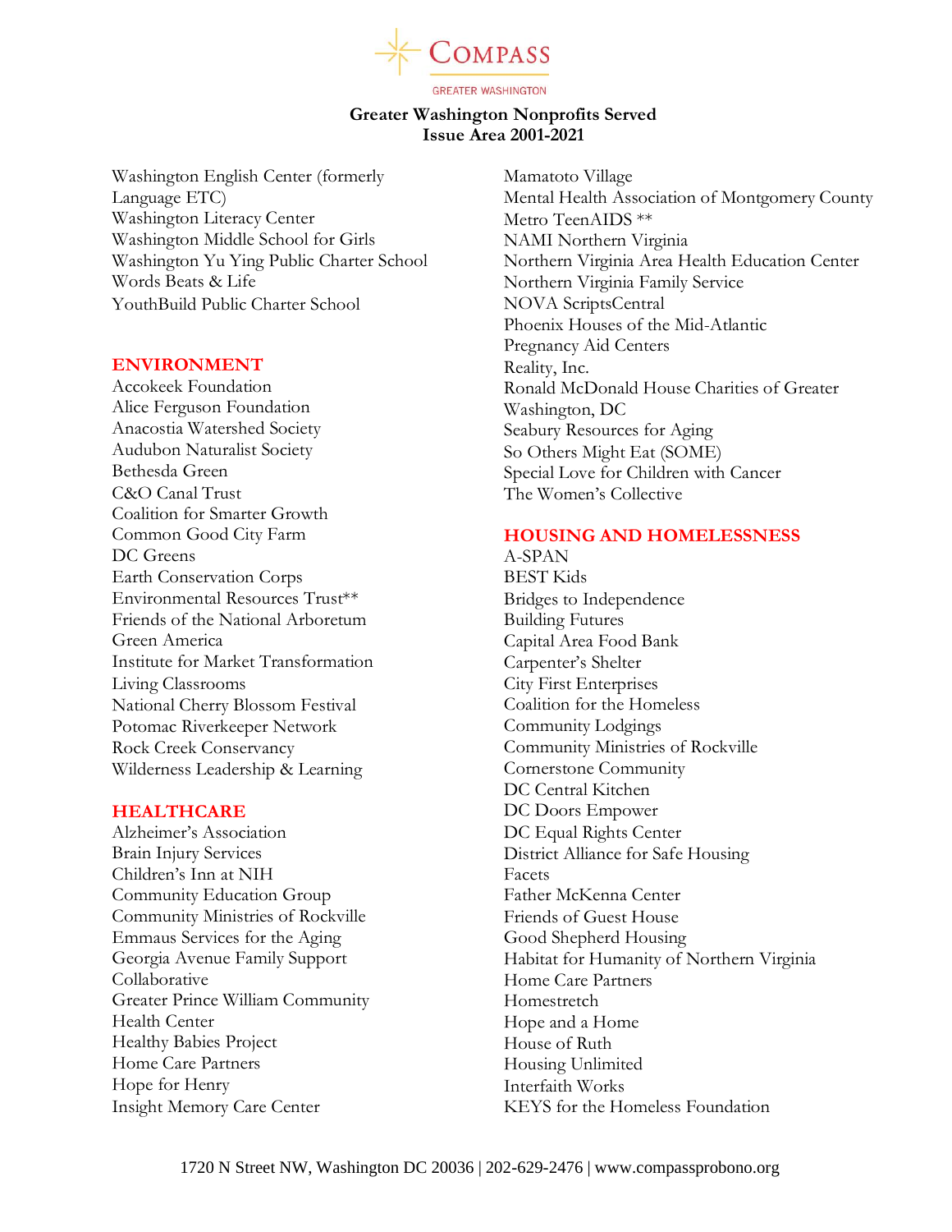# Greater Washington Nonprofits Served
## Issue Area 2001-2021

Washington English Center (formerly Language ETC)
Washington Literacy Center
Washington Middle School for Girls
Washington Yu Ying Public Charter School
Words Beats & Life
YouthBuild Public Charter School

### ENVIRONMENT

Accokeek Foundation
Alice Ferguson Foundation
Anacostia Watershed Society
Audubon Naturalist Society
Bethesda Green
C&O Canal Trust
Coalition for Smarter Growth
Common Good City Farm
DC Greens
Earth Conservation Corps
Environmental Resources Trust**
Friends of the National Arboretum
Green America
Institute for Market Transformation
Living Classrooms
National Cherry Blossom Festival
Potomac Riverkeeper Network
Rock Creek Conservancy
Wilderness Leadership & Learning

### HEALTHCARE

Alzheimer's Association
Brain Injury Services
Children's Inn at NIH
Community Education Group
Community Ministries of Rockville
Emmaus Services for the Aging
Georgia Avenue Family Support Collaborative
Greater Prince William Community Health Center
Healthy Babies Project
Home Care Partners
Hope for Henry
Insight Memory Care Center
Mamatoto Village
Mental Health Association of Montgomery County
Metro TeenAIDS **
NAMI Northern Virginia
Northern Virginia Area Health Education Center
Northern Virginia Family Service
NOVA ScriptsCentral
Phoenix Houses of the Mid-Atlantic
Pregnancy Aid Centers
Reality, Inc.
Ronald McDonald House Charities of Greater Washington, DC
Seabury Resources for Aging
So Others Might Eat (SOME)
Special Love for Children with Cancer
The Women's Collective

### HOUSING AND HOMELESSNESS

A-SPAN
BEST Kids
Bridges to Independence
Building Futures
Capital Area Food Bank
Carpenter's Shelter
City First Enterprises
Coalition for the Homeless
Community Lodgings
Community Ministries of Rockville
Cornerstone Community
DC Central Kitchen
DC Doors Empower
DC Equal Rights Center
District Alliance for Safe Housing
Facets
Father McKenna Center
Friends of Guest House
Good Shepherd Housing
Habitat for Humanity of Northern Virginia
Home Care Partners
Homestretch
Hope and a Home
House of Ruth
Housing Unlimited
Interfaith Works
KEYS for the Homeless Foundation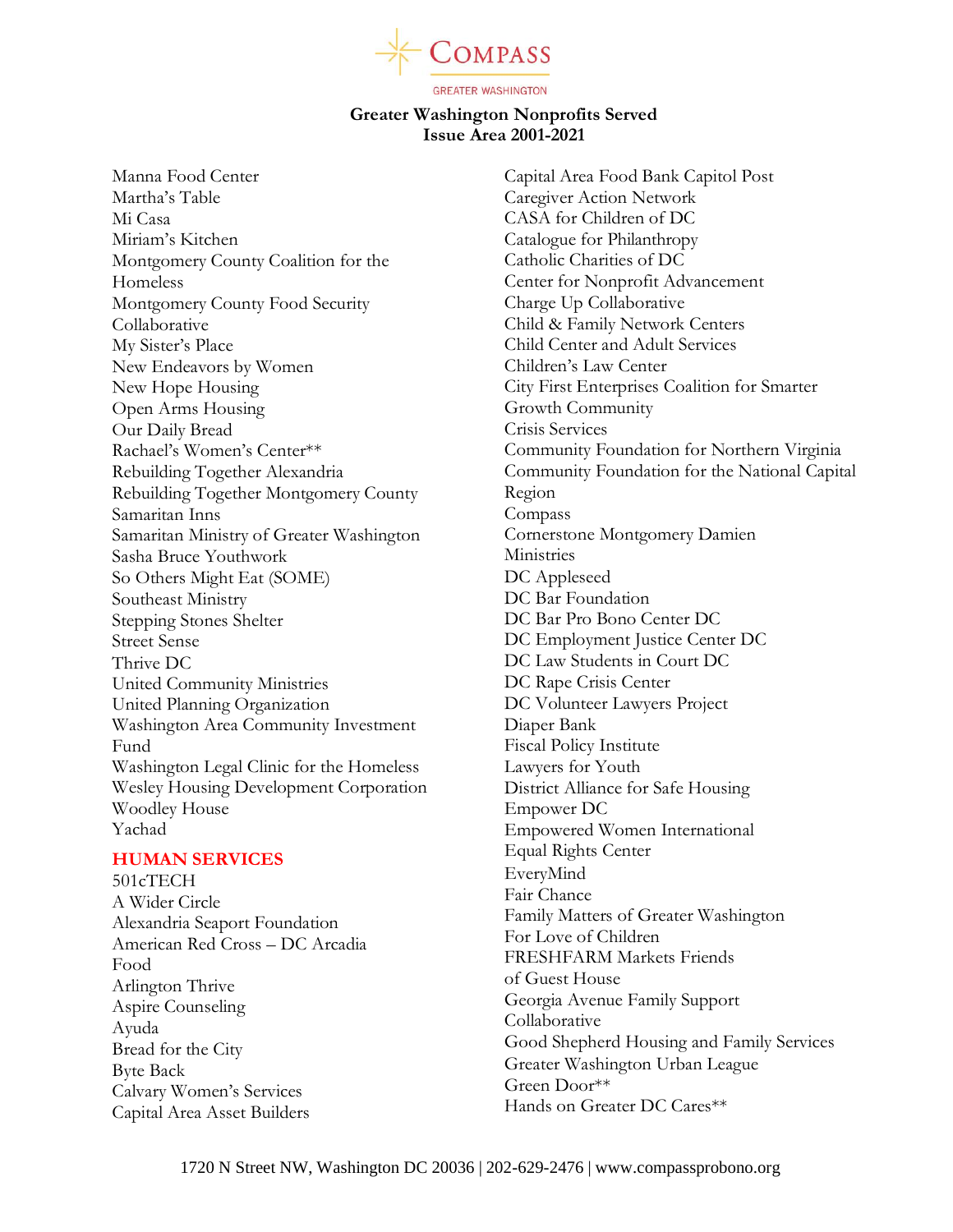# Greater Washington Nonprofits Served
## Issue Area 2001-2021

Manna Food Center
Martha's Table
Mi Casa
Miriam's Kitchen
Montgomery County Coalition for the Homeless
Montgomery County Food Security Collaborative
My Sister's Place
New Endeavors by Women
New Hope Housing
Open Arms Housing
Our Daily Bread
Rachael's Women's Center**
Rebuilding Together Alexandria
Rebuilding Together Montgomery County
Samaritan Inns
Samaritan Ministry of Greater Washington
Sasha Bruce Youthwork
So Others Might Eat (SOME)
Southeast Ministry
Stepping Stones Shelter
Street Sense
Thrive DC
United Community Ministries
United Planning Organization
Washington Area Community Investment Fund
Washington Legal Clinic for the Homeless
Wesley Housing Development Corporation
Woodley House
Yachad

### HUMAN SERVICES

501cTECH
A Wider Circle
Alexandria Seaport Foundation
American Red Cross – DC Arcadia Food
Arlington Thrive
Aspire Counseling
Ayuda
Bread for the City
Byte Back
Calvary Women's Services
Capital Area Asset Builders
Capital Area Food Bank Capitol Post
Caregiver Action Network
CASA for Children of DC
Catalogue for Philanthropy
Catholic Charities of DC
Center for Nonprofit Advancement
Charge Up Collaborative
Child & Family Network Centers
Child Center and Adult Services
Children's Law Center
City First Enterprises Coalition for Smarter Growth Community
Crisis Services
Community Foundation for Northern Virginia
Community Foundation for the National Capital Region
Compass
Cornerstone Montgomery Damien Ministries
DC Appleseed
DC Bar Foundation
DC Bar Pro Bono Center DC
DC Employment Justice Center DC
DC Law Students in Court DC
DC Rape Crisis Center
DC Volunteer Lawyers Project
Diaper Bank
Fiscal Policy Institute
Lawyers for Youth
District Alliance for Safe Housing
Empower DC
Empowered Women International
Equal Rights Center
EveryMind
Fair Chance
Family Matters of Greater Washington
For Love of Children
FRESHFARM Markets Friends of Guest House
Georgia Avenue Family Support Collaborative
Good Shepherd Housing and Family Services
Greater Washington Urban League
Green Door**
Hands on Greater DC Cares**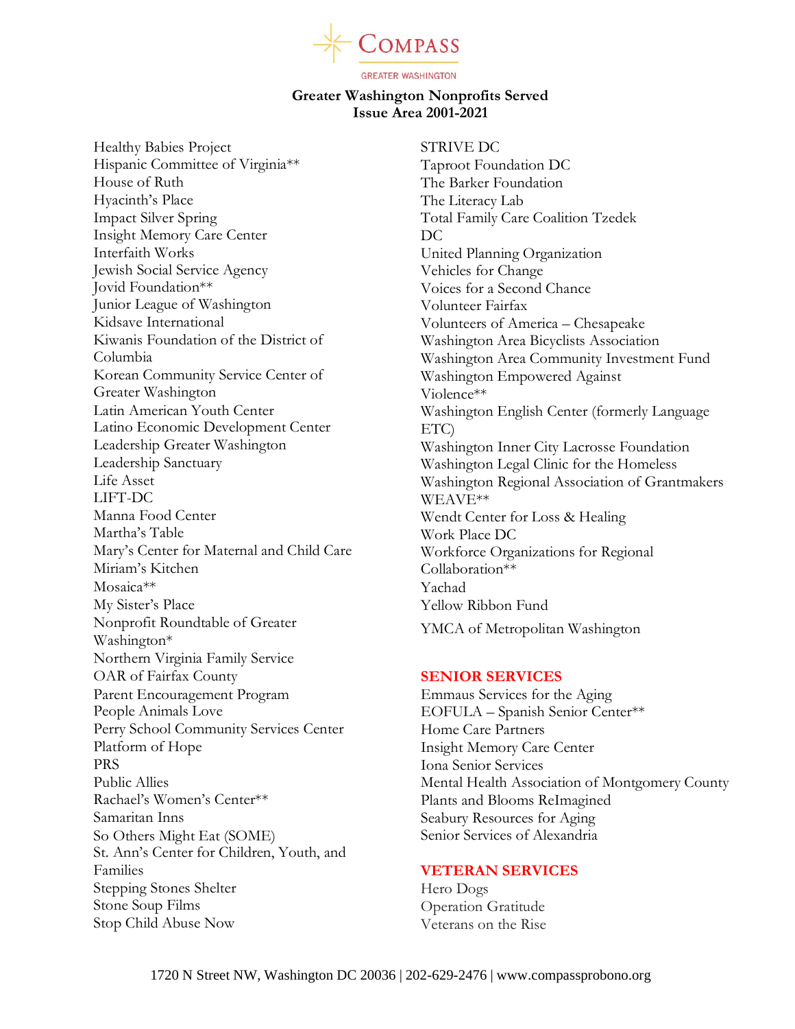# Greater Washington Nonprofits Served
## Issue Area 2001-2021

Healthy Babies Project
Hispanic Committee of Virginia**
House of Ruth
Hyacinth's Place
Impact Silver Spring
Insight Memory Care Center
Interfaith Works
Jewish Social Service Agency
Jovid Foundation**
Junior League of Washington
Kidsave International
Kiwanis Foundation of the District of Columbia
Korean Community Service Center of Greater Washington
Latin American Youth Center
Latino Economic Development Center
Leadership Greater Washington
Leadership Sanctuary
Life Asset
LIFT-DC
Manna Food Center
Martha's Table
Mary's Center for Maternal and Child Care
Miriam's Kitchen
Mosaica**
My Sister's Place
Nonprofit Roundtable of Greater Washington*
Northern Virginia Family Service
OAR of Fairfax County
Parent Encouragement Program
People Animals Love
Perry School Community Services Center
Platform of Hope
PRS
Public Allies
Rachael's Women's Center**
Samaritan Inns
So Others Might Eat (SOME)
St. Ann's Center for Children, Youth, and Families
Stepping Stones Shelter
Stone Soup Films
Stop Child Abuse Now
STRIVE DC
Taproot Foundation DC
The Barker Foundation
The Literacy Lab
Total Family Care Coalition Tzedek DC
United Planning Organization
Vehicles for Change
Voices for a Second Chance
Volunteer Fairfax
Volunteers of America – Chesapeake
Washington Area Bicyclists Association
Washington Area Community Investment Fund
Washington Empowered Against Violence**
Washington English Center (formerly Language ETC)
Washington Inner City Lacrosse Foundation
Washington Legal Clinic for the Homeless
Washington Regional Association of Grantmakers
WEAVE**
Wendt Center for Loss & Healing
Work Place DC
Workforce Organizations for Regional Collaboration**
Yachad
Yellow Ribbon Fund
YMCA of Metropolitan Washington

### SENIOR SERVICES

Emmaus Services for the Aging
EOFULA – Spanish Senior Center**
Home Care Partners
Insight Memory Care Center
Iona Senior Services
Mental Health Association of Montgomery County
Plants and Blooms ReImagined
Seabury Resources for Aging
Senior Services of Alexandria

### VETERAN SERVICES

Hero Dogs
Operation Gratitude
Veterans on the Rise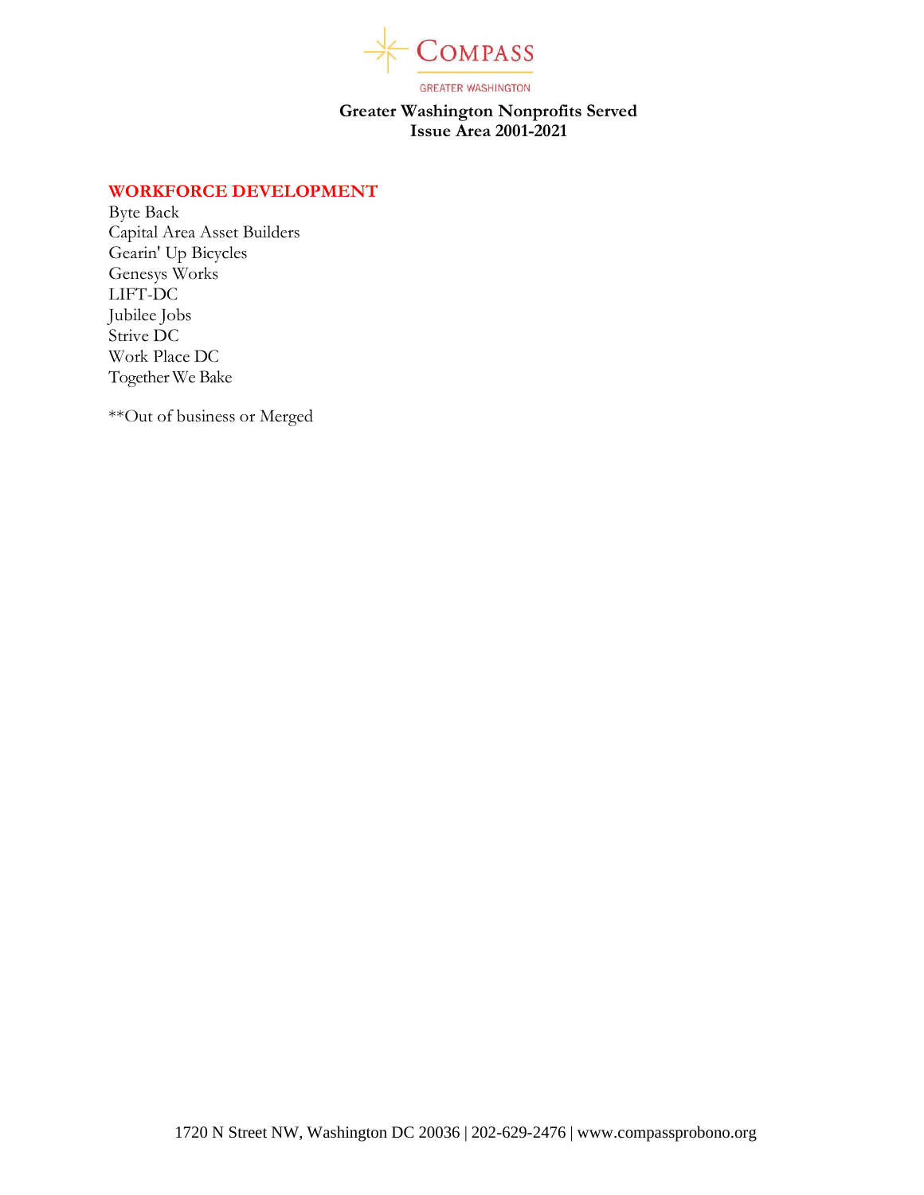# Greater Washington Nonprofits Served
## Issue Area 2001-2021

### WORKFORCE DEVELOPMENT

Byte Back
Capital Area Asset Builders
Gearin' Up Bicycles
Genesys Works
LIFT-DC
Jubilee Jobs
Strive DC
Work Place DC
Together We Bake

**Out of business or Merged